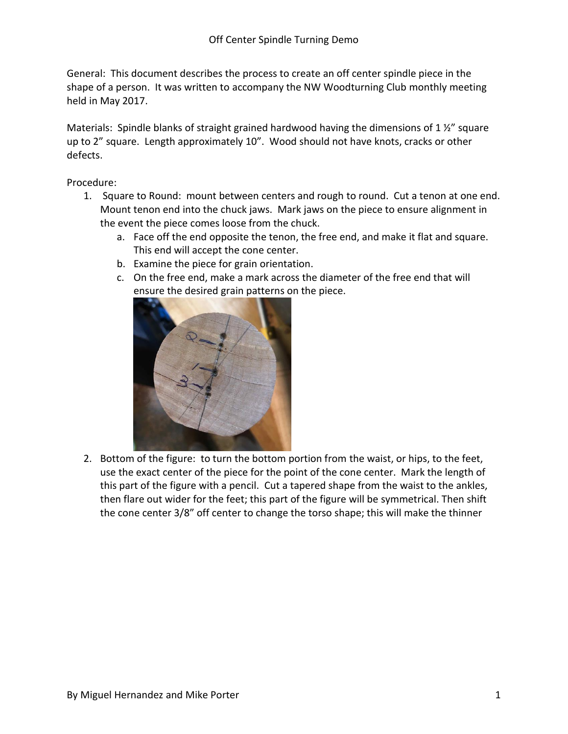# Off Center Spindle Turning Demo

General: This document describes the process to create an off center spindle piece in the shape of a person. It was written to accompany the NW Woodturning Club monthly meeting held in May 2017.

Materials: Spindle blanks of straight grained hardwood having the dimensions of 1 ½" square up to 2" square. Length approximately 10". Wood should not have knots, cracks or other defects.

Procedure:

1. Square to Round: mount between centers and rough to round. Cut a tenon at one end. Mount tenon end into the chuck jaws. Mark jaws on the piece to ensure alignment in the event the piece comes loose from the chuck.
   a. Face off the end opposite the tenon, the free end, and make it flat and square. This end will accept the cone center.
   b. Examine the piece for grain orientation.
   c. On the free end, make a mark across the diameter of the free end that will ensure the desired grain patterns on the piece.
2. Bottom of the figure: to turn the bottom portion from the waist, or hips, to the feet, use the exact center of the piece for the point of the cone center. Mark the length of this part of the figure with a pencil. Cut a tapered shape from the waist to the ankles, then flare out wider for the feet; this part of the figure will be symmetrical. Then shift the cone center 3/8" off center to change the torso shape; this will make the thinner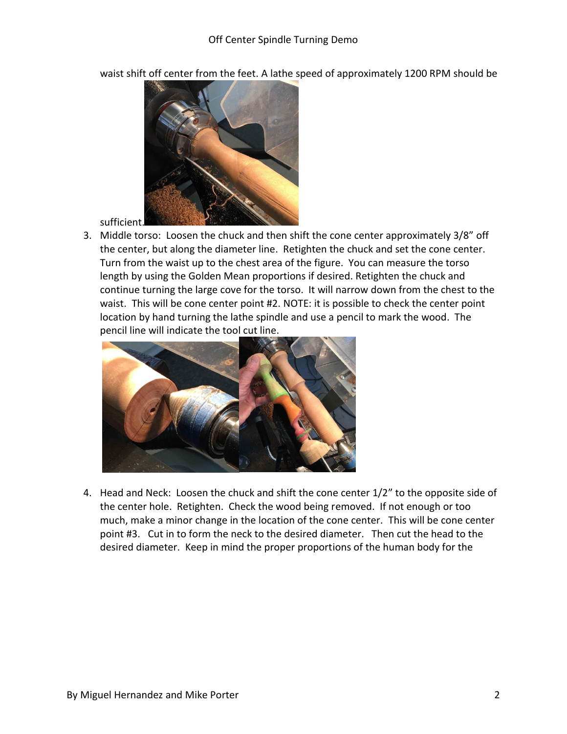waist shift off center from the feet. A lathe speed of approximately 1200 RPM should be sufficient.

3. Middle torso: Loosen the chuck and then shift the cone center approximately 3/8" off the center, but along the diameter line. Retighten the chuck and set the cone center. Turn from the waist up to the chest area of the figure. You can measure the torso length by using the Golden Mean proportions if desired. Retighten the chuck and continue turning the large cove for the torso. It will narrow down from the chest to the waist. This will be cone center point #2. NOTE: it is possible to check the center point location by hand turning the lathe spindle and use a pencil to mark the wood. The pencil line will indicate the tool cut line.

4. Head and Neck: Loosen the chuck and shift the cone center 1/2" to the opposite side of the center hole. Retighten. Check the wood being removed. If not enough or too much, make a minor change in the location of the cone center. This will be cone center point #3. Cut in to form the neck to the desired diameter. Then cut the head to the desired diameter. Keep in mind the proper proportions of the human body for the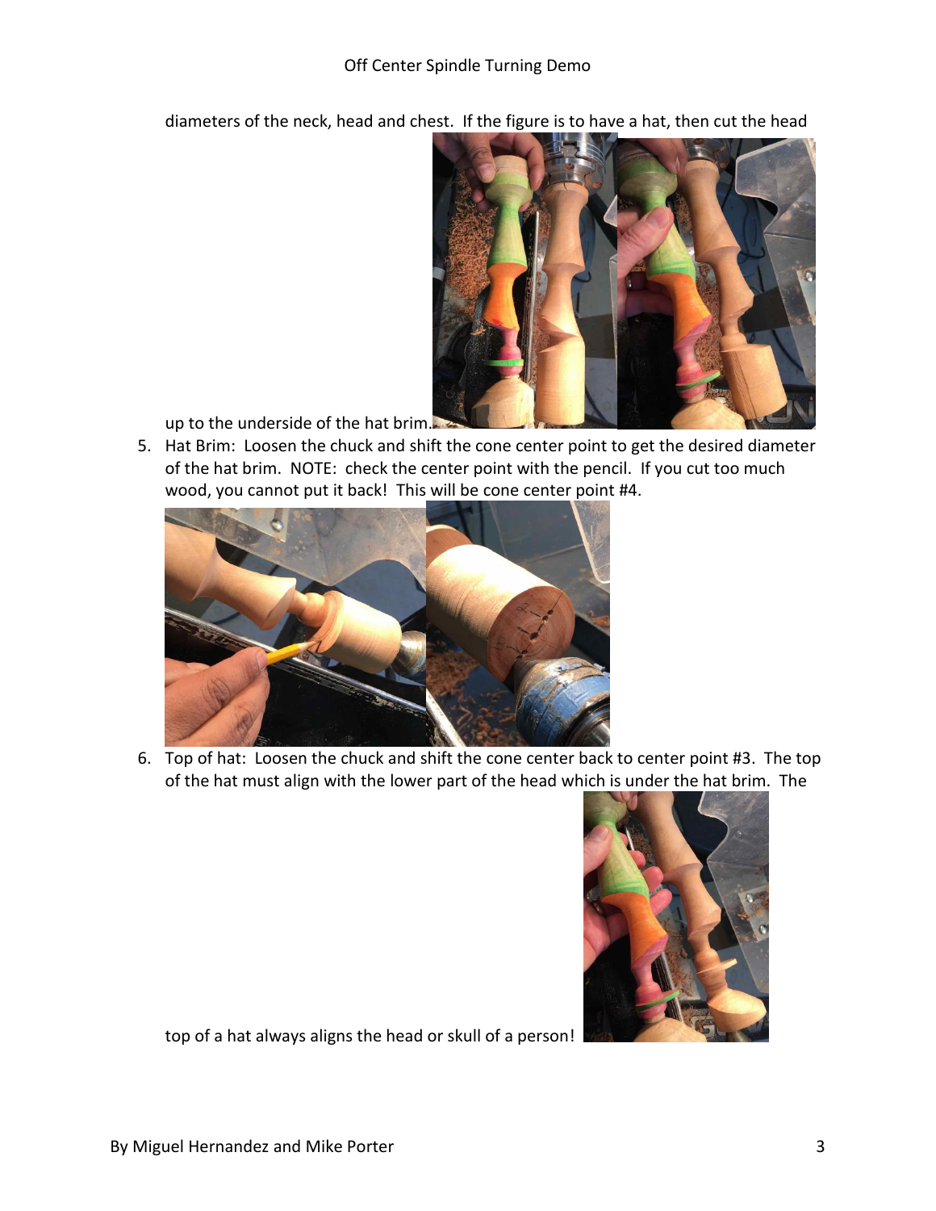diameters of the neck, head and chest. If the figure is to have a hat, then cut the head up to the underside of the hat brim.

5. Hat Brim: Loosen the chuck and shift the cone center point to get the desired diameter of the hat brim. NOTE: check the center point with the pencil. If you cut too much wood, you cannot put it back! This will be cone center point #4.

6. Top of hat: Loosen the chuck and shift the cone center back to center point #3. The top of the hat must align with the lower part of the head which is under the hat brim. The top of a hat always aligns the head or skull of a person!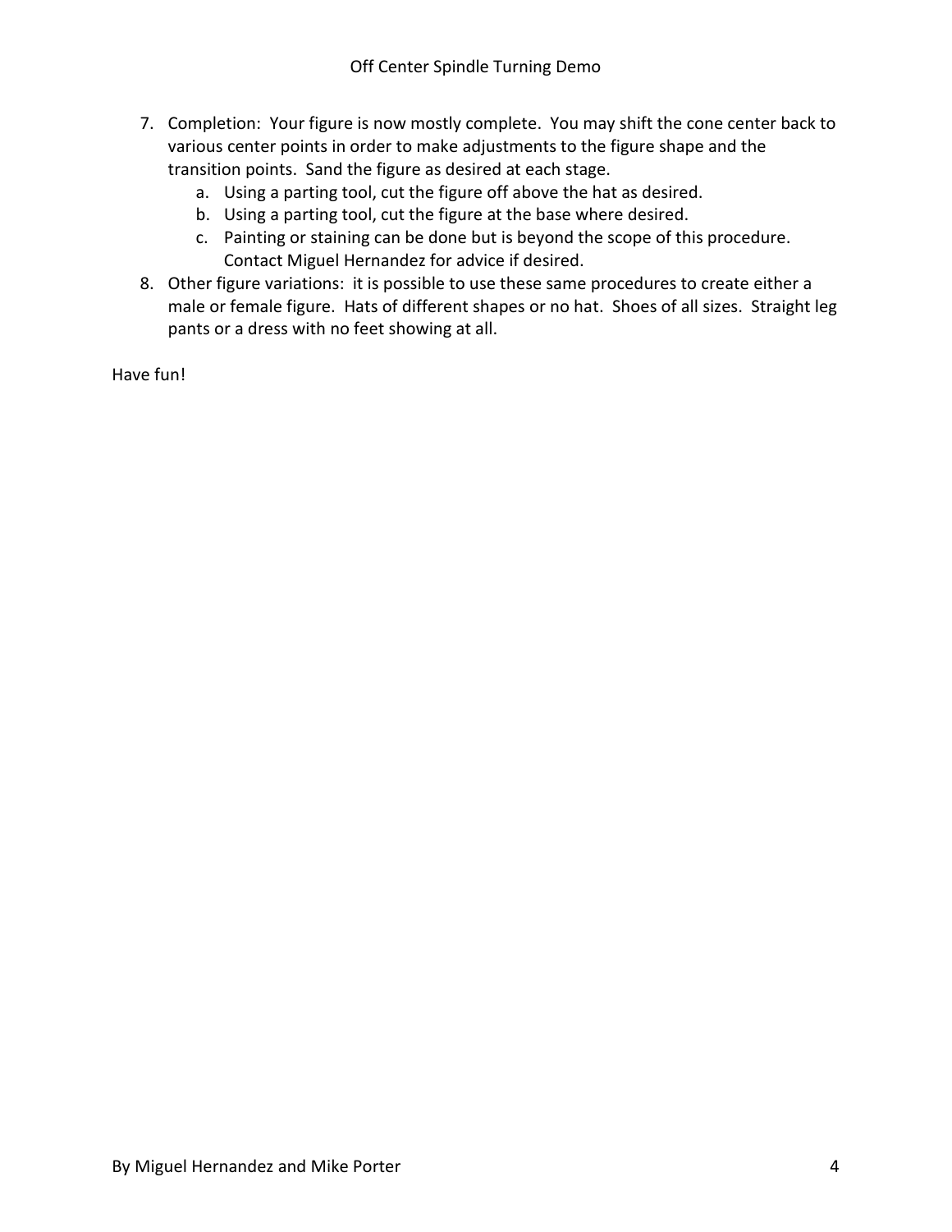7. Completion: Your figure is now mostly complete. You may shift the cone center back to various center points in order to make adjustments to the figure shape and the transition points. Sand the figure as desired at each stage.
    a. Using a parting tool, cut the figure off above the hat as desired.
    b. Using a parting tool, cut the figure at the base where desired.
    c. Painting or staining can be done but is beyond the scope of this procedure. Contact Miguel Hernandez for advice if desired.
8. Other figure variations: it is possible to use these same procedures to create either a male or female figure. Hats of different shapes or no hat. Shoes of all sizes. Straight leg pants or a dress with no feet showing at all.

Have fun!